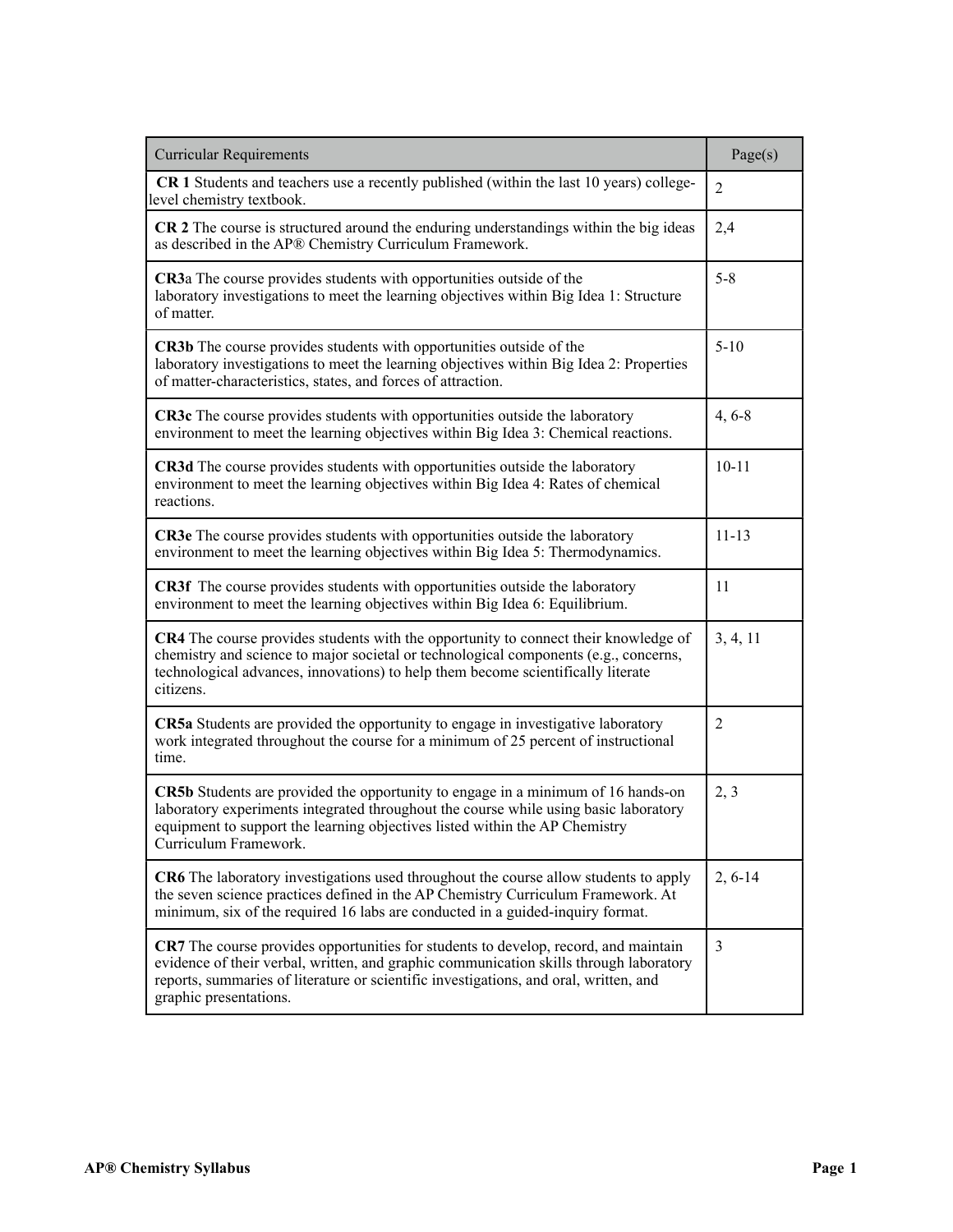| Curricular Requirements | Page(s) |
| --- | --- |
| **CR 1** Students and teachers use a recently published (within the last 10 years) college-level chemistry textbook. | 2 |
| **CR 2** The course is structured around the enduring understandings within the big ideas as described in the AP® Chemistry Curriculum Framework. | 2,4 |
| **CR3**a The course provides students with opportunities outside of the laboratory investigations to meet the learning objectives within Big Idea 1: Structure of matter. | 5-8 |
| **CR3b** The course provides students with opportunities outside of the laboratory investigations to meet the learning objectives within Big Idea 2: Properties of matter-characteristics, states, and forces of attraction. | 5-10 |
| **CR3c** The course provides students with opportunities outside the laboratory environment to meet the learning objectives within Big Idea 3: Chemical reactions. | 4, 6-8 |
| **CR3d** The course provides students with opportunities outside the laboratory environment to meet the learning objectives within Big Idea 4: Rates of chemical reactions. | 10-11 |
| **CR3e** The course provides students with opportunities outside the laboratory environment to meet the learning objectives within Big Idea 5: Thermodynamics. | 11-13 |
| **CR3f** The course provides students with opportunities outside the laboratory environment to meet the learning objectives within Big Idea 6: Equilibrium. | 11 |
| **CR4** The course provides students with the opportunity to connect their knowledge of chemistry and science to major societal or technological components (e.g., concerns, technological advances, innovations) to help them become scientifically literate citizens. | 3, 4, 11 |
| **CR5a** Students are provided the opportunity to engage in investigative laboratory work integrated throughout the course for a minimum of 25 percent of instructional time. | 2 |
| **CR5b** Students are provided the opportunity to engage in a minimum of 16 hands-on laboratory experiments integrated throughout the course while using basic laboratory equipment to support the learning objectives listed within the AP Chemistry Curriculum Framework. | 2, 3 |
| **CR6** The laboratory investigations used throughout the course allow students to apply the seven science practices defined in the AP Chemistry Curriculum Framework. At minimum, six of the required 16 labs are conducted in a guided-inquiry format. | 2, 6-14 |
| **CR7** The course provides opportunities for students to develop, record, and maintain evidence of their verbal, written, and graphic communication skills through laboratory reports, summaries of literature or scientific investigations, and oral, written, and graphic presentations. | 3 |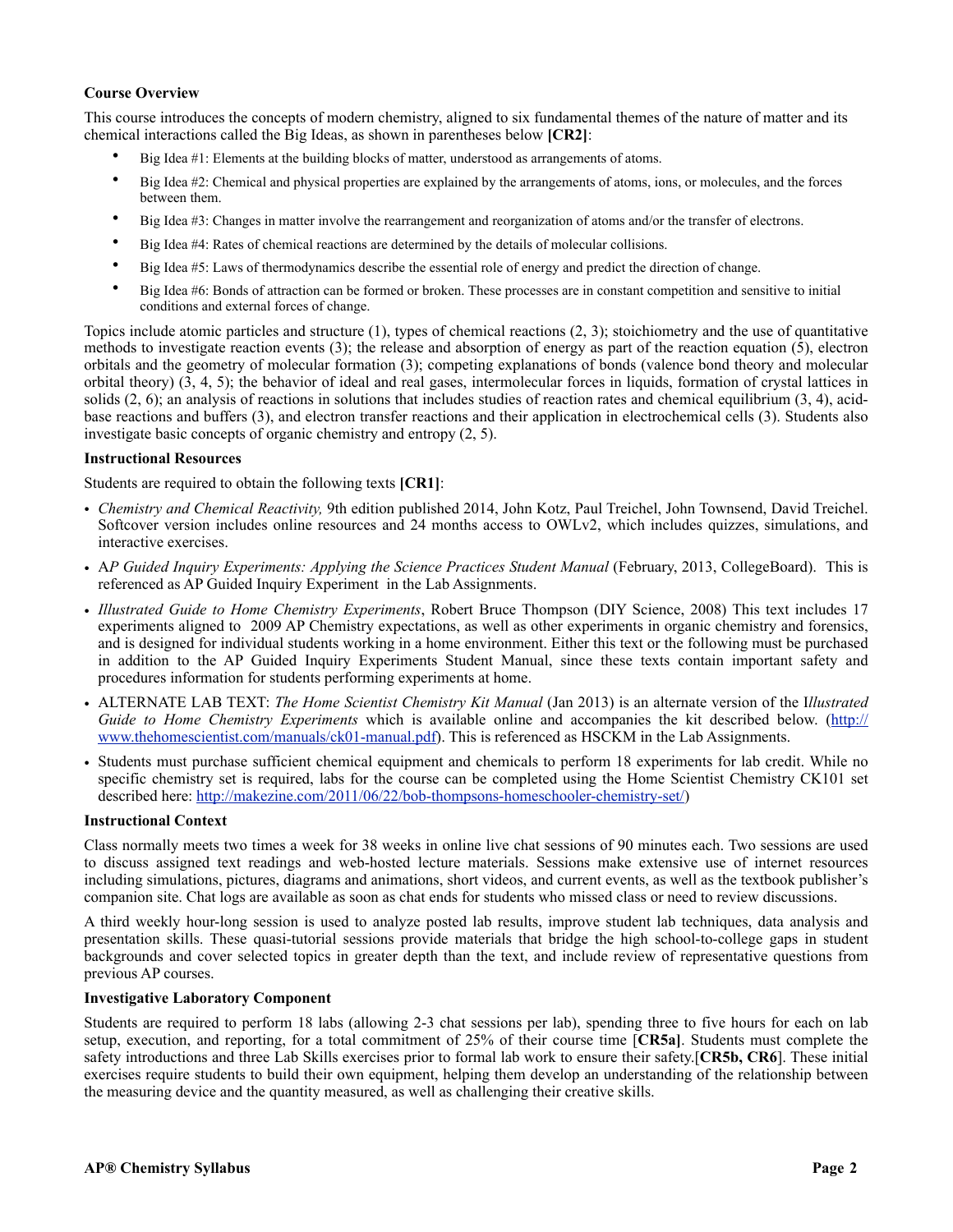**Course Overview**

This course introduces the concepts of modern chemistry, aligned to six fundamental themes of the nature of matter and its chemical interactions called the Big Ideas, as shown in parentheses below **[CR2]**:

- Big Idea #1: Elements at the building blocks of matter, understood as arrangements of atoms.
- Big Idea #2: Chemical and physical properties are explained by the arrangements of atoms, ions, or molecules, and the forces between them.
- Big Idea #3: Changes in matter involve the rearrangement and reorganization of atoms and/or the transfer of electrons.
- Big Idea #4: Rates of chemical reactions are determined by the details of molecular collisions.
- Big Idea #5: Laws of thermodynamics describe the essential role of energy and predict the direction of change.
- Big Idea #6: Bonds of attraction can be formed or broken. These processes are in constant competition and sensitive to initial conditions and external forces of change.

Topics include atomic particles and structure (1), types of chemical reactions (2, 3); stoichiometry and the use of quantitative methods to investigate reaction events (3); the release and absorption of energy as part of the reaction equation (5), electron orbitals and the geometry of molecular formation (3); competing explanations of bonds (valence bond theory and molecular orbital theory) (3, 4, 5); the behavior of ideal and real gases, intermolecular forces in liquids, formation of crystal lattices in solids (2, 6); an analysis of reactions in solutions that includes studies of reaction rates and chemical equilibrium (3, 4), acid-base reactions and buffers (3), and electron transfer reactions and their application in electrochemical cells (3). Students also investigate basic concepts of organic chemistry and entropy (2, 5).

**Instructional Resources**

Students are required to obtain the following texts **[CR1]**:

- *Chemistry and Chemical Reactivity,* 9th edition published 2014, John Kotz, Paul Treichel, John Townsend, David Treichel. Softcover version includes online resources and 24 months access to OWLv2, which includes quizzes, simulations, and interactive exercises.
- A*P Guided Inquiry Experiments: Applying the Science Practices Student Manual* (February, 2013, CollegeBoard). This is referenced as AP Guided Inquiry Experiment in the Lab Assignments.
- *Illustrated Guide to Home Chemistry Experiments*, Robert Bruce Thompson (DIY Science, 2008) This text includes 17 experiments aligned to 2009 AP Chemistry expectations, as well as other experiments in organic chemistry and forensics, and is designed for individual students working in a home environment. Either this text or the following must be purchased in addition to the AP Guided Inquiry Experiments Student Manual, since these texts contain important safety and procedures information for students performing experiments at home.
- ALTERNATE LAB TEXT: *The Home Scientist Chemistry Kit Manual* (Jan 2013) is an alternate version of the I*llustrated Guide to Home Chemistry Experiments* which is available online and accompanies the kit described below. (http://www.thehomescientist.com/manuals/ck01-manual.pdf). This is referenced as HSCKM in the Lab Assignments.
- Students must purchase sufficient chemical equipment and chemicals to perform 18 experiments for lab credit. While no specific chemistry set is required, labs for the course can be completed using the Home Scientist Chemistry CK101 set described here: http://makezine.com/2011/06/22/bob-thompsons-homeschooler-chemistry-set/)

**Instructional Context**

Class normally meets two times a week for 38 weeks in online live chat sessions of 90 minutes each. Two sessions are used to discuss assigned text readings and web-hosted lecture materials. Sessions make extensive use of internet resources including simulations, pictures, diagrams and animations, short videos, and current events, as well as the textbook publisher's companion site. Chat logs are available as soon as chat ends for students who missed class or need to review discussions.

A third weekly hour-long session is used to analyze posted lab results, improve student lab techniques, data analysis and presentation skills. These quasi-tutorial sessions provide materials that bridge the high school-to-college gaps in student backgrounds and cover selected topics in greater depth than the text, and include review of representative questions from previous AP courses.

**Investigative Laboratory Component**

Students are required to perform 18 labs (allowing 2-3 chat sessions per lab), spending three to five hours for each on lab setup, execution, and reporting, for a total commitment of 25% of their course time [**CR5a]**. Students must complete the safety introductions and three Lab Skills exercises prior to formal lab work to ensure their safety.[**CR5b, CR6**]. These initial exercises require students to build their own equipment, helping them develop an understanding of the relationship between the measuring device and the quantity measured, as well as challenging their creative skills.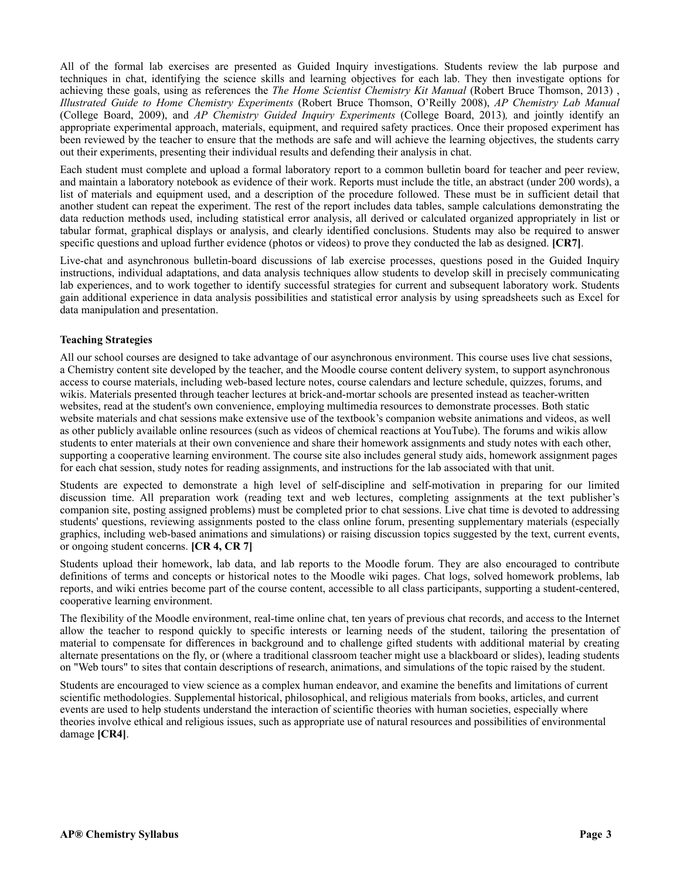All of the formal lab exercises are presented as Guided Inquiry investigations. Students review the lab purpose and techniques in chat, identifying the science skills and learning objectives for each lab. They then investigate options for achieving these goals, using as references the *The Home Scientist Chemistry Kit Manual* (Robert Bruce Thomson, 2013) , *Illustrated Guide to Home Chemistry Experiments* (Robert Bruce Thomson, O'Reilly 2008), *AP Chemistry Lab Manual* (College Board, 2009), and *AP Chemistry Guided Inquiry Experiments* (College Board, 2013)*,* and jointly identify an appropriate experimental approach, materials, equipment, and required safety practices. Once their proposed experiment has been reviewed by the teacher to ensure that the methods are safe and will achieve the learning objectives, the students carry out their experiments, presenting their individual results and defending their analysis in chat.

Each student must complete and upload a formal laboratory report to a common bulletin board for teacher and peer review, and maintain a laboratory notebook as evidence of their work. Reports must include the title, an abstract (under 200 words), a list of materials and equipment used, and a description of the procedure followed. These must be in sufficient detail that another student can repeat the experiment. The rest of the report includes data tables, sample calculations demonstrating the data reduction methods used, including statistical error analysis, all derived or calculated organized appropriately in list or tabular format, graphical displays or analysis, and clearly identified conclusions. Students may also be required to answer specific questions and upload further evidence (photos or videos) to prove they conducted the lab as designed. **[CR7]**.

Live-chat and asynchronous bulletin-board discussions of lab exercise processes, questions posed in the Guided Inquiry instructions, individual adaptations, and data analysis techniques allow students to develop skill in precisely communicating lab experiences, and to work together to identify successful strategies for current and subsequent laboratory work. Students gain additional experience in data analysis possibilities and statistical error analysis by using spreadsheets such as Excel for data manipulation and presentation.

**Teaching Strategies**

All our school courses are designed to take advantage of our asynchronous environment. This course uses live chat sessions, a Chemistry content site developed by the teacher, and the Moodle course content delivery system, to support asynchronous access to course materials, including web-based lecture notes, course calendars and lecture schedule, quizzes, forums, and wikis. Materials presented through teacher lectures at brick-and-mortar schools are presented instead as teacher-written websites, read at the student's own convenience, employing multimedia resources to demonstrate processes. Both static website materials and chat sessions make extensive use of the textbook's companion website animations and videos, as well as other publicly available online resources (such as videos of chemical reactions at YouTube). The forums and wikis allow students to enter materials at their own convenience and share their homework assignments and study notes with each other, supporting a cooperative learning environment. The course site also includes general study aids, homework assignment pages for each chat session, study notes for reading assignments, and instructions for the lab associated with that unit.

Students are expected to demonstrate a high level of self-discipline and self-motivation in preparing for our limited discussion time. All preparation work (reading text and web lectures, completing assignments at the text publisher's companion site, posting assigned problems) must be completed prior to chat sessions. Live chat time is devoted to addressing students' questions, reviewing assignments posted to the class online forum, presenting supplementary materials (especially graphics, including web-based animations and simulations) or raising discussion topics suggested by the text, current events, or ongoing student concerns. **[CR 4, CR 7]**

Students upload their homework, lab data, and lab reports to the Moodle forum. They are also encouraged to contribute definitions of terms and concepts or historical notes to the Moodle wiki pages. Chat logs, solved homework problems, lab reports, and wiki entries become part of the course content, accessible to all class participants, supporting a student-centered, cooperative learning environment.

The flexibility of the Moodle environment, real-time online chat, ten years of previous chat records, and access to the Internet allow the teacher to respond quickly to specific interests or learning needs of the student, tailoring the presentation of material to compensate for differences in background and to challenge gifted students with additional material by creating alternate presentations on the fly, or (where a traditional classroom teacher might use a blackboard or slides), leading students on "Web tours" to sites that contain descriptions of research, animations, and simulations of the topic raised by the student.

Students are encouraged to view science as a complex human endeavor, and examine the benefits and limitations of current scientific methodologies. Supplemental historical, philosophical, and religious materials from books, articles, and current events are used to help students understand the interaction of scientific theories with human societies, especially where theories involve ethical and religious issues, such as appropriate use of natural resources and possibilities of environmental damage **[CR4]**.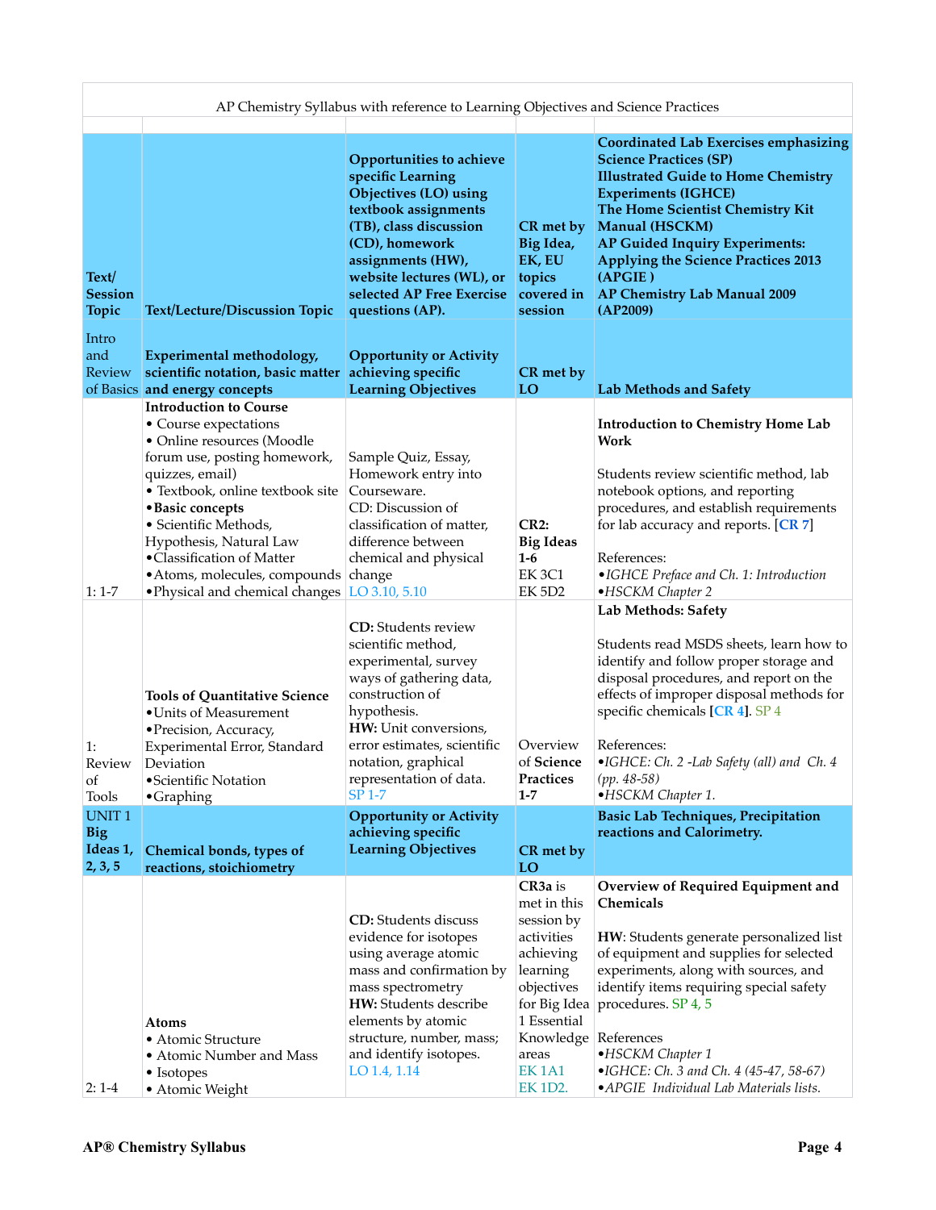AP Chemistry Syllabus with reference to Learning Objectives and Science Practices

| Text/ Session Topic | Text/Lecture/Discussion Topic | Opportunities to achieve specific Learning Objectives (LO) using textbook assignments (TB), class discussion (CD), homework assignments (HW), website lectures (WL), or selected AP Free Exercise questions (AP). | CR met by Big Idea, EK, EU topics covered in session | Coordinated Lab Exercises emphasizing Science Practices (SP)<br>Illustrated Guide to Home Chemistry Experiments (IGHCE)<br>The Home Scientist Chemistry Kit Manual (HSCKM)<br>AP Guided Inquiry Experiments: Applying the Science Practices 2013 (APGIE )<br>AP Chemistry Lab Manual 2009 (AP2009) |
|---|---|---|---|---|
| **Intro and Review of Basics** | **Experimental methodology, scientific notation, basic matter and energy concepts** | **Opportunity or Activity achieving specific Learning Objectives** | **CR met by LO** | **Lab Methods and Safety** |
| 1: 1-7 | **Introduction to Course**<br>• Course expectations<br>• Online resources (Moodle forum use, posting homework, quizzes, email)<br>• Textbook, online textbook site<br>• **Basic concepts**<br>• Scientific Methods, Hypothesis, Natural Law<br>• Classification of Matter<br>• Atoms, molecules, compounds<br>• Physical and chemical changes | Sample Quiz, Essay, Homework entry into Courseware.<br>CD: Discussion of classification of matter, difference between chemical and physical change<br>LO 3.10, 5.10 | **CR2: Big Ideas 1-6**<br>EK 3C1<br>EK 5D2 | **Introduction to Chemistry Home Lab Work**<br><br>Students review scientific method, lab notebook options, and reporting procedures, and establish requirements for lab accuracy and reports. [**CR 7**]<br><br>References:<br>• *IGHCE Preface and Ch. 1: Introduction*<br>• *HSCKM Chapter 2* |
| 1: Review of Tools | **Tools of Quantitative Science**<br>• Units of Measurement<br>• Precision, Accuracy, Experimental Error, Standard Deviation<br>• Scientific Notation<br>• Graphing | **CD:** Students review scientific method, experimental, survey ways of gathering data, construction of hypothesis.<br>**HW:** Unit conversions, error estimates, scientific notation, graphical representation of data.<br>SP 1-7 | Overview of **Science Practices 1-7** | **Lab Methods: Safety**<br><br>Students read MSDS sheets, learn how to identify and follow proper storage and disposal procedures, and report on the effects of improper disposal methods for specific chemicals [**CR 4**]. SP 4<br><br>References:<br>• *IGHCE: Ch. 2 -Lab Safety (all) and Ch. 4 (pp. 48-58)*<br>• *HSCKM Chapter 1.* |
| **UNIT 1 Big Ideas 1, 2, 3, 5** | **Chemical bonds, types of reactions, stoichiometry** | **Opportunity or Activity achieving specific Learning Objectives** | **CR met by LO** | **Basic Lab Techniques, Precipitation reactions and Calorimetry.** |
| 2: 1-4 | **Atoms**<br>• Atomic Structure<br>• Atomic Number and Mass<br>• Isotopes<br>• Atomic Weight | **CD:** Students discuss evidence for isotopes using average atomic mass and confirmation by mass spectrometry<br>**HW:** Students describe elements by atomic structure, number, mass; and identify isotopes.<br>LO 1.4, 1.14 | **CR3a** is met in this session by activities achieving learning objectives for Big Idea 1 Essential Knowledge areas<br>EK 1A1<br>EK 1D2. | **Overview of Required Equipment and Chemicals**<br><br>**HW**: Students generate personalized list of equipment and supplies for selected experiments, along with sources, and identify items requiring special safety procedures. SP 4, 5<br><br>References<br>• *HSCKM Chapter 1*<br>• *IGHCE: Ch. 3 and Ch. 4 (45-47, 58-67)*<br>• *APGIE Individual Lab Materials lists.* |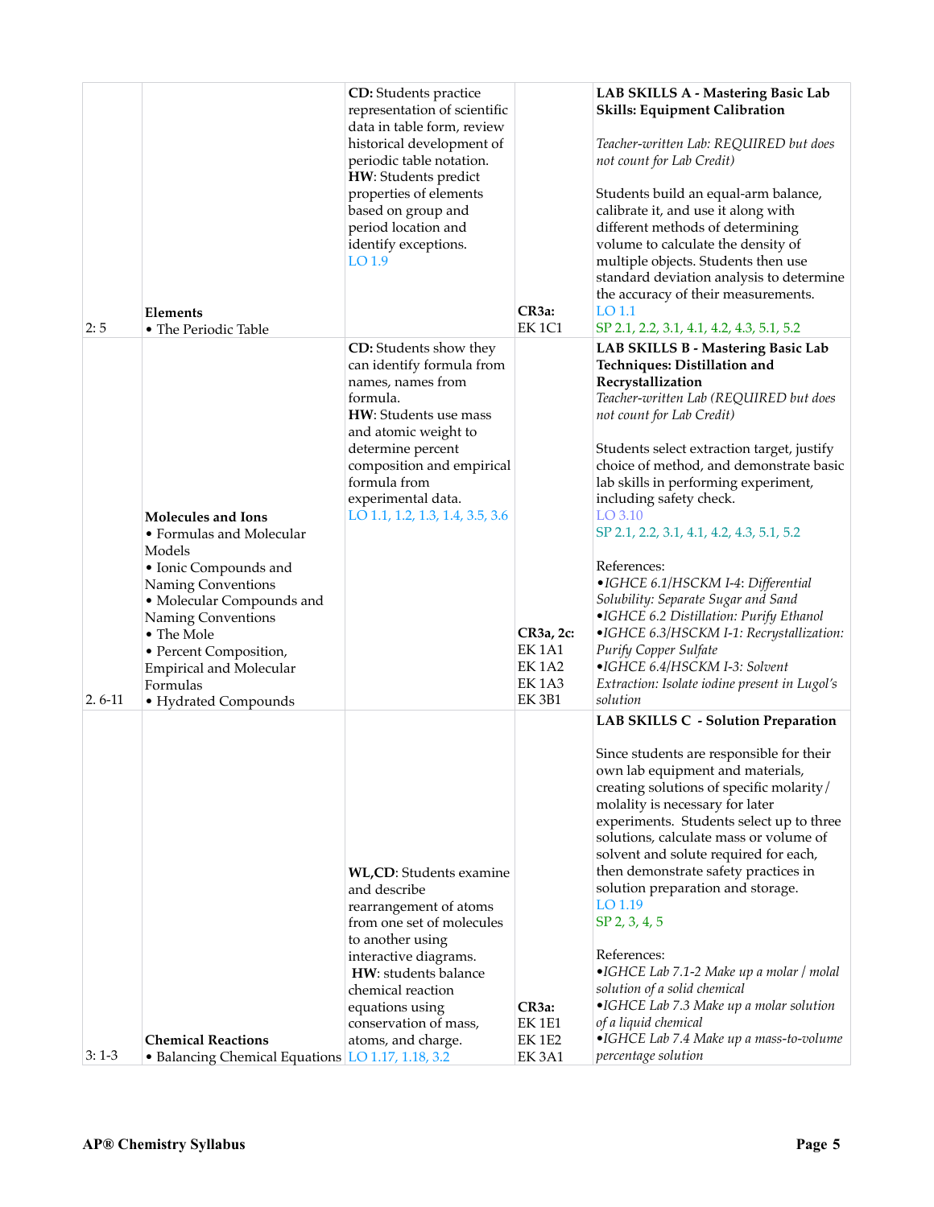| | | | | |
|---|---|---|---|---|
| 2: 5 | **Elements**<br>• The Periodic Table | **CD:** Students practice representation of scientific data in table form, review historical development of periodic table notation.<br>**HW**: Students predict properties of elements based on group and period location and identify exceptions.<br>LO 1.9 | **CR3a:**<br>EK 1C1 | **LAB SKILLS A - Mastering Basic Lab Skills: Equipment Calibration**<br><br>*Teacher-written Lab: REQUIRED but does not count for Lab Credit)*<br><br>Students build an equal-arm balance, calibrate it, and use it along with different methods of determining volume to calculate the density of multiple objects. Students then use standard deviation analysis to determine the accuracy of their measurements.<br>LO 1.1<br>SP 2.1, 2.2, 3.1, 4.1, 4.2, 4.3, 5.1, 5.2 |
| 2. 6-11 | **Molecules and Ions**<br>• Formulas and Molecular Models<br>• Ionic Compounds and Naming Conventions<br>• Molecular Compounds and Naming Conventions<br>• The Mole<br>• Percent Composition, Empirical and Molecular Formulas<br>• Hydrated Compounds | **CD:** Students show they can identify formula from names, names from formula.<br>**HW**: Students use mass and atomic weight to determine percent composition and empirical formula from experimental data.<br>LO 1.1, 1.2, 1.3, 1.4, 3.5, 3.6 | **CR3a, 2c:**<br>EK 1A1<br>EK 1A2<br>EK 1A3<br>EK 3B1 | **LAB SKILLS B - Mastering Basic Lab Techniques: Distillation and Recrystallization**<br>*Teacher-written Lab (REQUIRED but does not count for Lab Credit)*<br><br>Students select extraction target, justify choice of method, and demonstrate basic lab skills in performing experiment, including safety check.<br>LO 3.10<br>SP 2.1, 2.2, 3.1, 4.1, 4.2, 4.3, 5.1, 5.2<br><br>References:<br>•*IGHCE 6.1/HSCKM I-4: Differential Solubility: Separate Sugar and Sand*<br>•*IGHCE 6.2 Distillation: Purify Ethanol*<br>•*IGHCE 6.3/HSCKM I-1: Recrystallization: Purify Copper Sulfate*<br>•*IGHCE 6.4/HSCKM I-3: Solvent Extraction: Isolate iodine present in Lugol's solution* |
| 3: 1-3 | **Chemical Reactions**<br>• Balancing Chemical Equations | **WL,CD**: Students examine and describe rearrangement of atoms from one set of molecules to another using interactive diagrams.<br>**HW**: students balance chemical reaction equations using conservation of mass, atoms, and charge.<br>LO 1.17, 1.18, 3.2 | **CR3a:**<br>EK 1E1<br>EK 1E2<br>EK 3A1 | **LAB SKILLS C - Solution Preparation**<br><br>Since students are responsible for their own lab equipment and materials, creating solutions of specific molarity/ molality is necessary for later experiments. Students select up to three solutions, calculate mass or volume of solvent and solute required for each, then demonstrate safety practices in solution preparation and storage.<br>LO 1.19<br>SP 2, 3, 4, 5<br><br>References:<br>•*IGHCE Lab 7.1-2 Make up a molar / molal solution of a solid chemical*<br>•*IGHCE Lab 7.3 Make up a molar solution of a liquid chemical*<br>•*IGHCE Lab 7.4 Make up a mass-to-volume percentage solution* |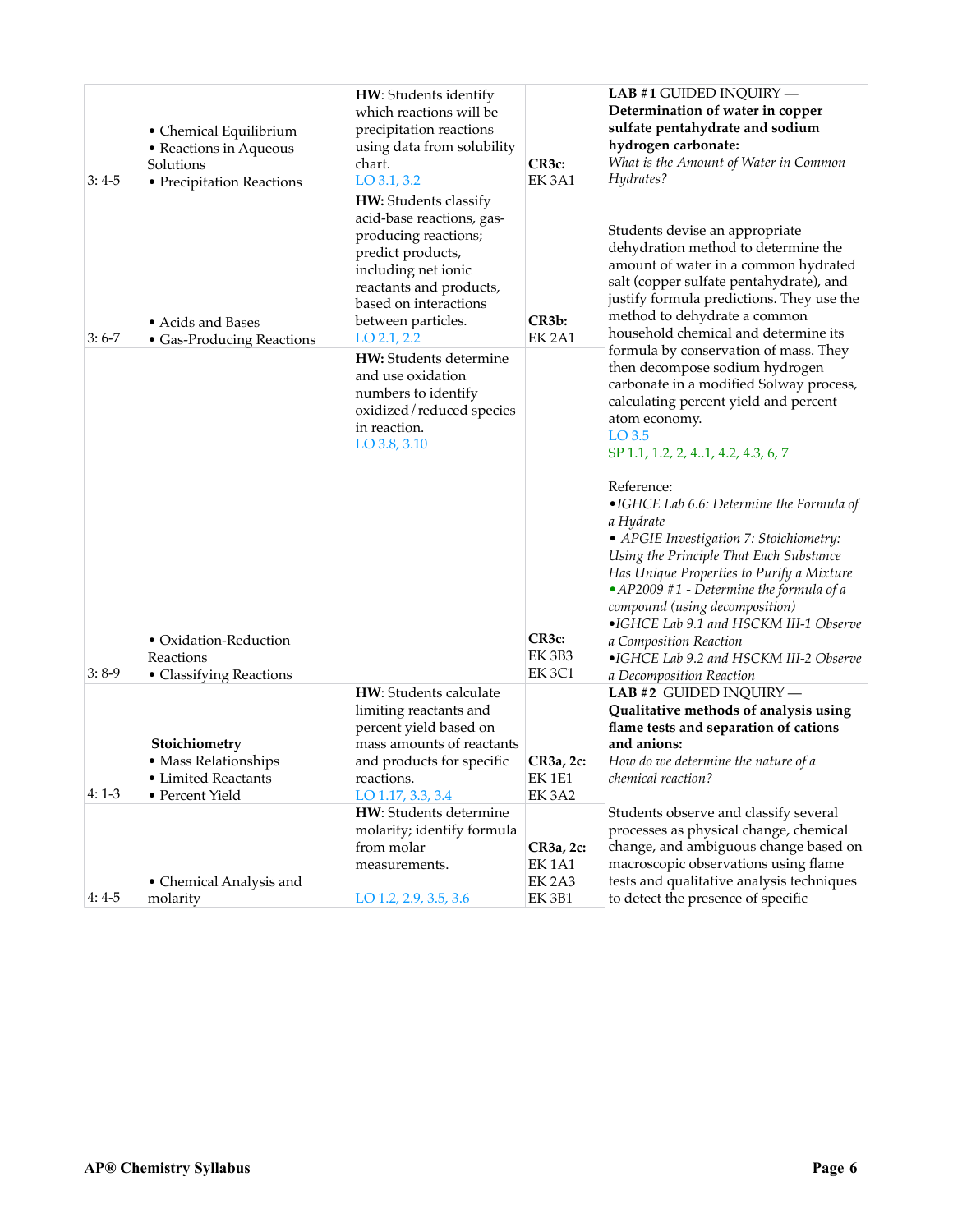| | | | | |
|---|---|---|---|---|
| 3: 4-5 | • Chemical Equilibrium<br>• Reactions in Aqueous Solutions<br>• Precipitation Reactions | **HW**: Students identify which reactions will be precipitation reactions using data from solubility chart.<br>LO 3.1, 3.2 | **CR3c:**<br>EK 3A1 | **LAB #1** GUIDED INQUIRY — **Determination of water in copper sulfate pentahydrate and sodium hydrogen carbonate:**<br>*What is the Amount of Water in Common Hydrates?*<br><br>Students devise an appropriate dehydration method to determine the amount of water in a common hydrated salt (copper sulfate pentahydrate), and justify formula predictions. They use the method to dehydrate a common household chemical and determine its formula by conservation of mass. They then decompose sodium hydrogen carbonate in a modified Solway process, calculating percent yield and percent atom economy.<br>LO 3.5<br>SP 1.1, 1.2, 2, 4..1, 4.2, 4.3, 6, 7<br><br>Reference:<br>•*IGHCE Lab 6.6: Determine the Formula of a Hydrate*<br>• *APGIE Investigation 7: Stoichiometry: Using the Principle That Each Substance Has Unique Properties to Purify a Mixture*<br>•*AP2009 #1 - Determine the formula of a compound (using decomposition)*<br>•*IGHCE Lab 9.1 and HSCKM III-1 Observe a Composition Reaction*<br>•*IGHCE Lab 9.2 and HSCKM III-2 Observe a Decomposition Reaction* |
| 3: 6-7 | • Acids and Bases<br>• Gas-Producing Reactions | **HW:** Students classify acid-base reactions, gas-producing reactions; predict products, including net ionic reactants and products, based on interactions between particles.<br>LO 2.1, 2.2 | **CR3b:**<br>EK 2A1 | |
| 3: 8-9 | • Oxidation-Reduction Reactions<br>• Classifying Reactions | **HW:** Students determine and use oxidation numbers to identify oxidized/reduced species in reaction.<br>LO 3.8, 3.10 | **CR3c:**<br>EK 3B3<br>EK 3C1 | |
| 4: 1-3 | **Stoichiometry**<br>• Mass Relationships<br>• Limited Reactants<br>• Percent Yield | **HW**: Students calculate limiting reactants and percent yield based on mass amounts of reactants and products for specific reactions.<br>LO 1.17, 3.3, 3.4 | **CR3a, 2c:**<br>EK 1E1<br>EK 3A2 | **LAB #2** GUIDED INQUIRY — **Qualitative methods of analysis using flame tests and separation of cations and anions:**<br>*How do we determine the nature of a chemical reaction?*<br><br>Students observe and classify several processes as physical change, chemical change, and ambiguous change based on macroscopic observations using flame tests and qualitative analysis techniques to detect the presence of specific |
| 4: 4-5 | • Chemical Analysis and molarity | **HW**: Students determine molarity; identify formula from molar measurements.<br><br>LO 1.2, 2.9, 3.5, 3.6 | **CR3a, 2c:**<br>EK 1A1<br>EK 2A3<br>EK 3B1 | |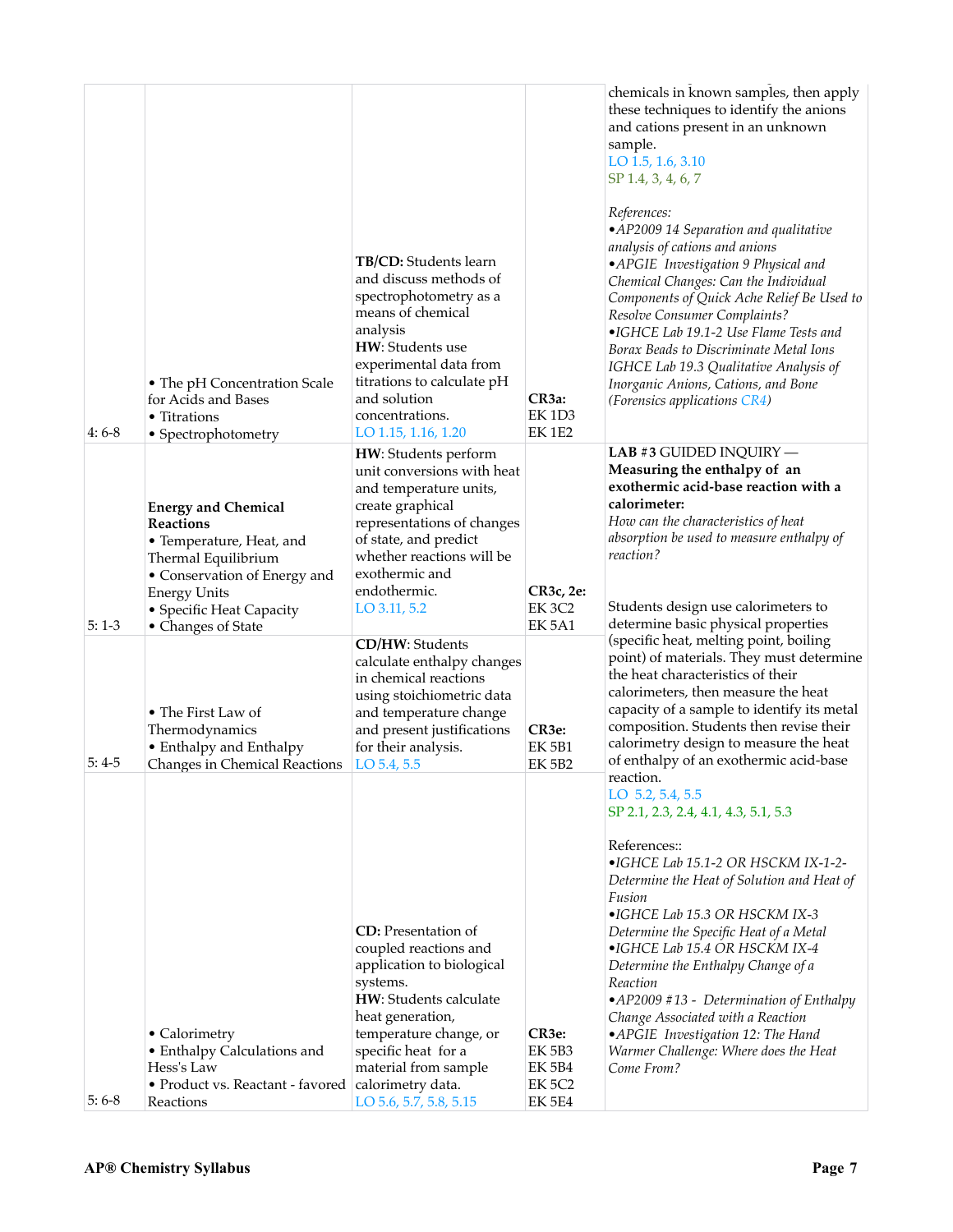| | | | | |
|---|---|---|---|---|
| 4: 6-8 | • The pH Concentration Scale for Acids and Bases<br>• Titrations<br>• Spectrophotometry | **TB/CD:** Students learn and discuss methods of spectrophotometry as a means of chemical analysis<br>**HW**: Students use experimental data from titrations to calculate pH and solution concentrations.<br>LO 1.15, 1.16, 1.20 | **CR3a:**<br>EK 1D3<br>EK 1E2 | chemicals in known samples, then apply these techniques to identify the anions and cations present in an unknown sample.<br>LO 1.5, 1.6, 3.10<br>SP 1.4, 3, 4, 6, 7<br><br>*References:*<br>•*AP2009 14 Separation and qualitative analysis of cations and anions*<br>•*APGIE Investigation 9 Physical and Chemical Changes: Can the Individual Components of Quick Ache Relief Be Used to Resolve Consumer Complaints?*<br>•*IGHCE Lab 19.1-2 Use Flame Tests and Borax Beads to Discriminate Metal Ions*<br>*IGHCE Lab 19.3 Qualitative Analysis of Inorganic Anions, Cations, and Bone (Forensics applications* CR4*)* |
| 5: 1-3 | **Energy and Chemical Reactions**<br>• Temperature, Heat, and Thermal Equilibrium<br>• Conservation of Energy and Energy Units<br>• Specific Heat Capacity<br>• Changes of State | **HW**: Students perform unit conversions with heat and temperature units, create graphical representations of changes of state, and predict whether reactions will be exothermic and endothermic.<br>LO 3.11, 5.2 | **CR3c, 2e:**<br>EK 3C2<br>EK 5A1 | **LAB #3** GUIDED INQUIRY — **Measuring the enthalpy of an exothermic acid-base reaction with a calorimeter:**<br>*How can the characteristics of heat absorption be used to measure enthalpy of reaction?*<br><br>Students design use calorimeters to determine basic physical properties (specific heat, melting point, boiling point) of materials. They must determine the heat characteristics of their calorimeters, then measure the heat capacity of a sample to identify its metal composition. Students then revise their calorimetry design to measure the heat of enthalpy of an exothermic acid-base reaction.<br>LO 5.2, 5.4, 5.5<br>SP 2.1, 2.3, 2.4, 4.1, 4.3, 5.1, 5.3<br><br>References::<br>•*IGHCE Lab 15.1-2 OR HSCKM IX-1-2- Determine the Heat of Solution and Heat of Fusion*<br>•*IGHCE Lab 15.3 OR HSCKM IX-3 Determine the Specific Heat of a Metal*<br>•*IGHCE Lab 15.4 OR HSCKM IX-4 Determine the Enthalpy Change of a Reaction*<br>•*AP2009 #13 - Determination of Enthalpy Change Associated with a Reaction*<br>•*APGIE Investigation 12: The Hand Warmer Challenge: Where does the Heat Come From?* |
| 5: 4-5 | • The First Law of Thermodynamics<br>• Enthalpy and Enthalpy Changes in Chemical Reactions | **CD/HW**: Students calculate enthalpy changes in chemical reactions using stoichiometric data and temperature change and present justifications for their analysis.<br>LO 5.4, 5.5 | **CR3e:**<br>EK 5B1<br>EK 5B2 | |
| 5: 6-8 | • Calorimetry<br>• Enthalpy Calculations and Hess's Law<br>• Product vs. Reactant - favored Reactions | **CD:** Presentation of coupled reactions and application to biological systems.<br>**HW**: Students calculate heat generation, temperature change, or specific heat for a material from sample calorimetry data.<br>LO 5.6, 5.7, 5.8, 5.15 | **CR3e:**<br>EK 5B3<br>EK 5B4<br>EK 5C2<br>EK 5E4 | |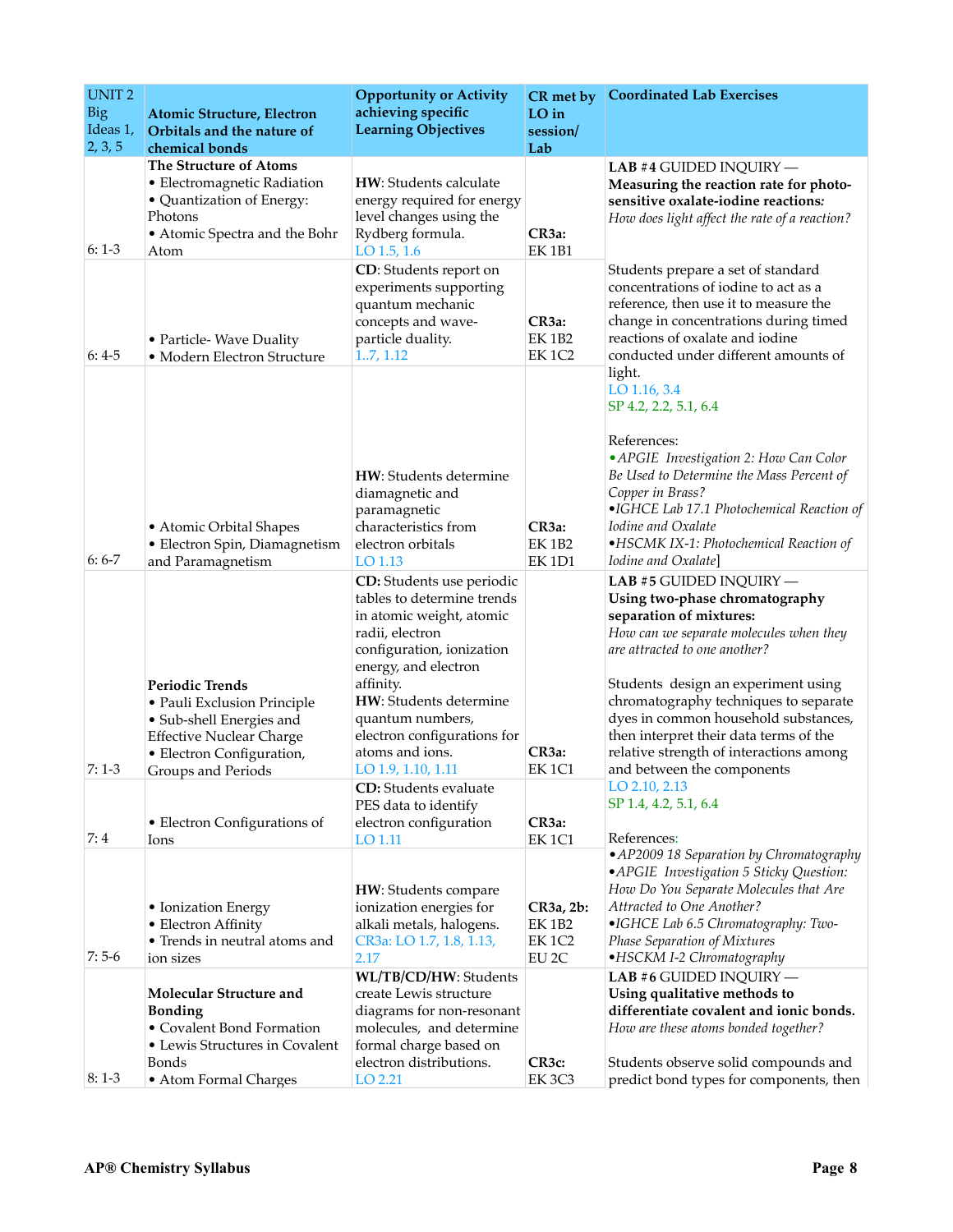| UNIT 2 Big Ideas 1, 2, 3, 5 | **Atomic Structure, Electron Orbitals and the nature of chemical bonds** | **Opportunity or Activity achieving specific Learning Objectives** | **CR met by LO in session/ Lab** | **Coordinated Lab Exercises** |
|---|---|---|---|---|
| 6: 1-3 | **The Structure of Atoms**<br>• Electromagnetic Radiation<br>• Quantization of Energy: Photons<br>• Atomic Spectra and the Bohr Atom | **HW**: Students calculate energy required for energy level changes using the Rydberg formula.<br>LO 1.5, 1.6 | **CR3a:**<br>EK 1B1 | **LAB #4** GUIDED INQUIRY — **Measuring the reaction rate for photo-sensitive oxalate-iodine reactions***:*<br>*How does light affect the rate of a reaction?*<br><br>Students prepare a set of standard concentrations of iodine to act as a reference, then use it to measure the change in concentrations during timed reactions of oxalate and iodine conducted under different amounts of light.<br>LO 1.16, 3.4<br>SP 4.2, 2.2, 5.1, 6.4<br><br>References:<br>•*APGIE Investigation 2: How Can Color Be Used to Determine the Mass Percent of Copper in Brass?*<br>•*IGHCE Lab 17.1 Photochemical Reaction of Iodine and Oxalate*<br>•*HSCMK IX-1: Photochemical Reaction of Iodine and Oxalate*] |
| 6: 4-5 | • Particle- Wave Duality<br>• Modern Electron Structure | **CD**: Students report on experiments supporting quantum mechanic concepts and wave-particle duality.<br>1..7, 1.12 | **CR3a:**<br>EK 1B2<br>EK 1C2 | |
| 6: 6-7 | • Atomic Orbital Shapes<br>• Electron Spin, Diamagnetism and Paramagnetism | **HW**: Students determine diamagnetic and paramagnetic characteristics from electron orbitals<br>LO 1.13 | **CR3a:**<br>EK 1B2<br>EK 1D1 | |
| 7: 1-3 | **Periodic Trends**<br>• Pauli Exclusion Principle<br>• Sub-shell Energies and Effective Nuclear Charge<br>• Electron Configuration, Groups and Periods | **CD:** Students use periodic tables to determine trends in atomic weight, atomic radii, electron configuration, ionization energy, and electron affinity.<br>**HW:** Students determine quantum numbers, electron configurations for atoms and ions.<br>LO 1.9, 1.10, 1.11 | **CR3a:**<br>EK 1C1 | **LAB #5** GUIDED INQUIRY — **Using two-phase chromatography separation of mixtures:**<br>*How can we separate molecules when they are attracted to one another?*<br><br>Students design an experiment using chromatography techniques to separate dyes in common household substances, then interpret their data terms of the relative strength of interactions among and between the components<br>LO 2.10, 2.13<br>SP 1.4, 4.2, 5.1, 6.4<br><br>References:<br>•*AP2009 18 Separation by Chromatography*<br>•*APGIE Investigation 5 Sticky Question: How Do You Separate Molecules that Are Attracted to One Another?*<br>•*IGHCE Lab 6.5 Chromatography: Two-Phase Separation of Mixtures*<br>•*HSCKM I-2 Chromatography* |
| 7: 4 | • Electron Configurations of Ions | **CD:** Students evaluate PES data to identify electron configuration<br>LO 1.11 | **CR3a:**<br>EK 1C1 | |
| 7: 5-6 | • Ionization Energy<br>• Electron Affinity<br>• Trends in neutral atoms and ion sizes | **HW**: Students compare ionization energies for alkali metals, halogens.<br>CR3a: LO 1.7, 1.8, 1.13, 2.17 | **CR3a, 2b:**<br>EK 1B2<br>EK 1C2<br>EU 2C | |
| 8: 1-3 | **Molecular Structure and Bonding**<br>• Covalent Bond Formation<br>• Lewis Structures in Covalent Bonds<br>• Atom Formal Charges | **WL/TB/CD/HW**: Students create Lewis structure diagrams for non-resonant molecules, and determine formal charge based on electron distributions.<br>LO 2.21 | **CR3c:**<br>EK 3C3 | **LAB #6** GUIDED INQUIRY — **Using qualitative methods to differentiate covalent and ionic bonds.**<br>*How are these atoms bonded together?*<br><br>Students observe solid compounds and predict bond types for components, then |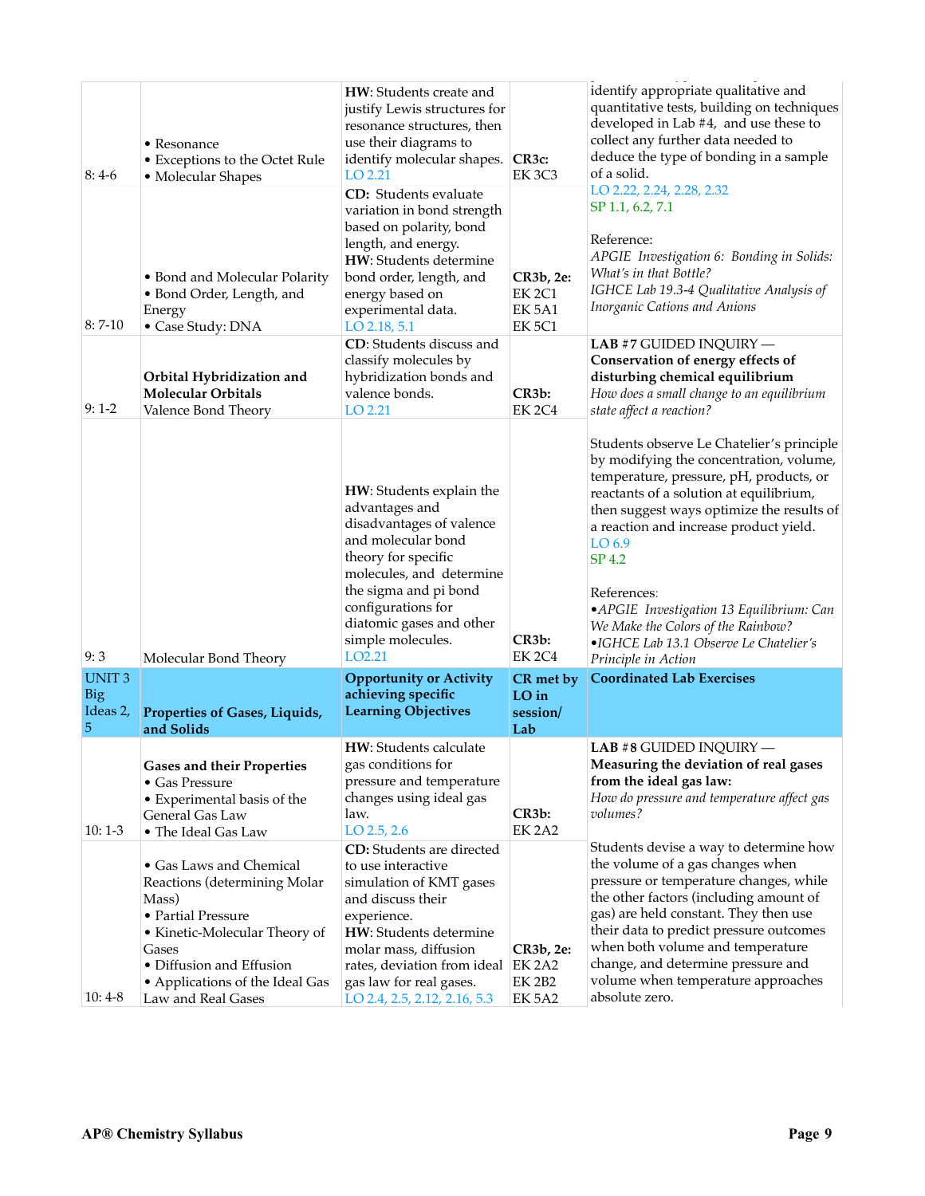| | | | | |
|---|---|---|---|---|
| 8: 4-6 | • Resonance<br>• Exceptions to the Octet Rule<br>• Molecular Shapes | **HW**: Students create and justify Lewis structures for resonance structures, then use their diagrams to identify molecular shapes. LO 2.21 | **CR3c:** EK 3C3 | identify appropriate qualitative and quantitative tests, building on techniques developed in Lab #4, and use these to collect any further data needed to deduce the type of bonding in a sample of a solid.<br>LO 2.22, 2.24, 2.28, 2.32<br>SP 1.1, 6.2, 7.1<br><br>Reference:<br>*APGIE Investigation 6: Bonding in Solids: What's in that Bottle?*<br>*IGHCE Lab 19.3-4 Qualitative Analysis of Inorganic Cations and Anions* |
| 8: 7-10 | • Bond and Molecular Polarity<br>• Bond Order, Length, and Energy<br>• Case Study: DNA | **CD:** Students evaluate variation in bond strength based on polarity, bond length, and energy.<br>**HW**: Students determine bond order, length, and energy based on experimental data.<br>LO 2.18, 5.1 | **CR3b, 2e:** EK 2C1 EK 5A1 EK 5C1 | |
| 9: 1-2 | **Orbital Hybridization and Molecular Orbitals**<br>Valence Bond Theory | **CD**: Students discuss and classify molecules by hybridization bonds and valence bonds.<br>LO 2.21 | **CR3b:** EK 2C4 | **LAB #7** GUIDED INQUIRY — **Conservation of energy effects of disturbing chemical equilibrium**<br>*How does a small change to an equilibrium state affect a reaction?*<br><br>Students observe Le Chatelier's principle by modifying the concentration, volume, temperature, pressure, pH, products, or reactants of a solution at equilibrium, then suggest ways optimize the results of a reaction and increase product yield.<br>LO 6.9<br>SP 4.2<br><br>References:<br>•*APGIE Investigation 13 Equilibrium: Can We Make the Colors of the Rainbow?*<br>•*IGHCE Lab 13.1 Observe Le Chatelier's Principle in Action* |
| 9: 3 | Molecular Bond Theory | **HW**: Students explain the advantages and disadvantages of valence and molecular bond theory for specific molecules, and determine the sigma and pi bond configurations for diatomic gases and other simple molecules.<br>LO2.21 | **CR3b:** EK 2C4 | |
| UNIT 3 Big Ideas 2, 5 | **Properties of Gases, Liquids, and Solids** | **Opportunity or Activity achieving specific Learning Objectives** | **CR met by LO in session/ Lab** | **Coordinated Lab Exercises** |
| 10: 1-3 | **Gases and their Properties**<br>• Gas Pressure<br>• Experimental basis of the General Gas Law<br>• The Ideal Gas Law | **HW**: Students calculate gas conditions for pressure and temperature changes using ideal gas law.<br>LO 2.5, 2.6 | **CR3b:** EK 2A2 | **LAB #8** GUIDED INQUIRY — **Measuring the deviation of real gases from the ideal gas law:**<br>*How do pressure and temperature affect gas volumes?*<br><br>Students devise a way to determine how the volume of a gas changes when pressure or temperature changes, while the other factors (including amount of gas) are held constant. They then use their data to predict pressure outcomes when both volume and temperature change, and determine pressure and volume when temperature approaches absolute zero. |
| 10: 4-8 | • Gas Laws and Chemical Reactions (determining Molar Mass)<br>• Partial Pressure<br>• Kinetic-Molecular Theory of Gases<br>• Diffusion and Effusion<br>• Applications of the Ideal Gas Law and Real Gases | **CD:** Students are directed to use interactive simulation of KMT gases and discuss their experience.<br>**HW**: Students determine molar mass, diffusion rates, deviation from ideal gas law for real gases.<br>LO 2.4, 2.5, 2.12, 2.16, 5.3 | **CR3b, 2e:** EK 2A2 EK 2B2 EK 5A2 | |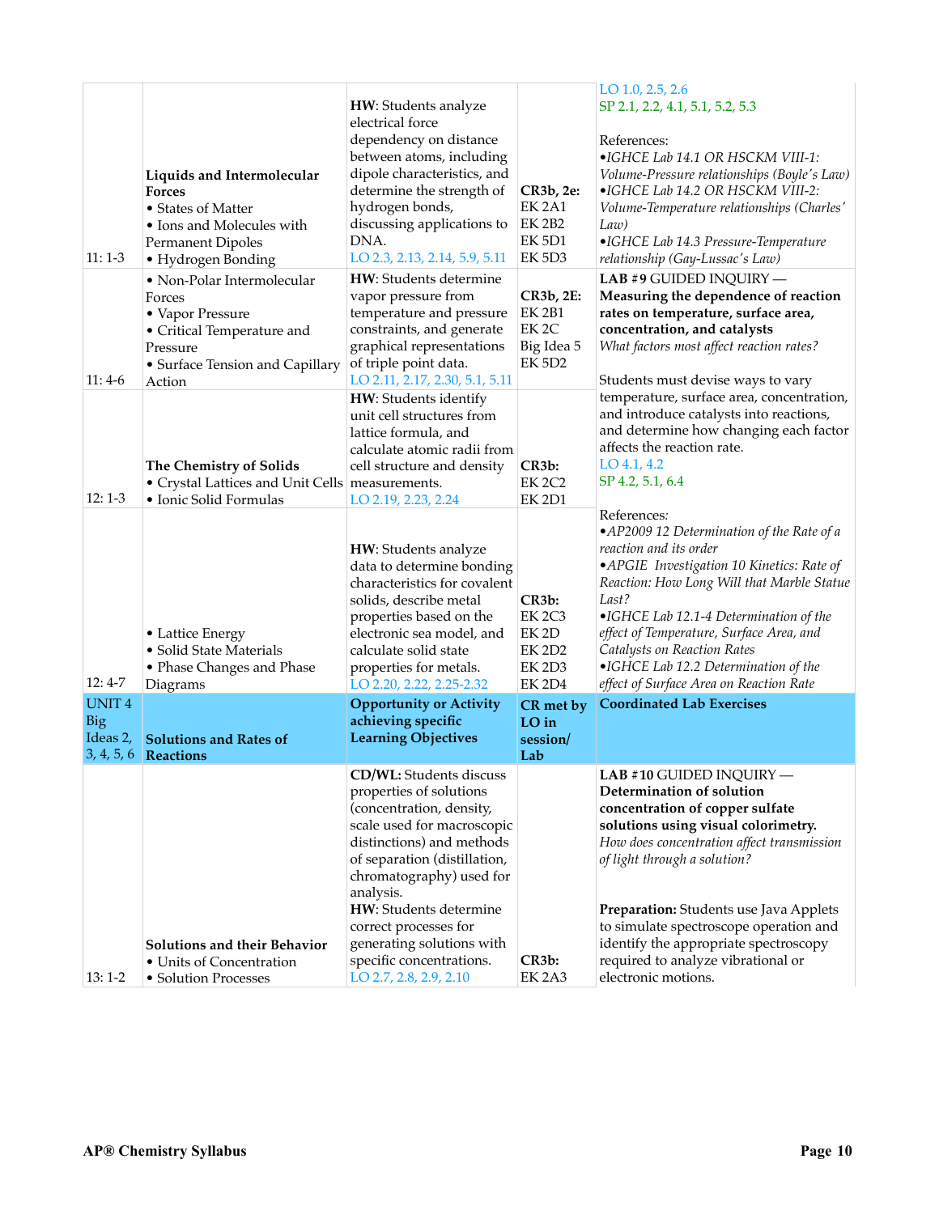| | | | | |
|---|---|---|---|---|
| 11: 1-3 | **Liquids and Intermolecular Forces**<br>• States of Matter<br>• Ions and Molecules with Permanent Dipoles<br>• Hydrogen Bonding | **HW**: Students analyze electrical force dependency on distance between atoms, including dipole characteristics, and determine the strength of hydrogen bonds, discussing applications to DNA.<br>LO 2.3, 2.13, 2.14, 5.9, 5.11 | **CR3b, 2e:**<br>EK 2A1<br>EK 2B2<br>EK 5D1<br>EK 5D3 | LO 1.0, 2.5, 2.6<br>SP 2.1, 2.2, 4.1, 5.1, 5.2, 5.3<br><br>References:<br>•*IGHCE Lab 14.1 OR HSCKM VIII-1: Volume-Pressure relationships (Boyle's Law)*<br>•*IGHCE Lab 14.2 OR HSCKM VIII-2: Volume-Temperature relationships (Charles' Law)*<br>•*IGHCE Lab 14.3 Pressure-Temperature relationship (Gay-Lussac's Law)* |
| 11: 4-6 | • Non-Polar Intermolecular Forces<br>• Vapor Pressure<br>• Critical Temperature and Pressure<br>• Surface Tension and Capillary Action | **HW**: Students determine vapor pressure from temperature and pressure constraints, and generate graphical representations of triple point data.<br>LO 2.11, 2.17, 2.30, 5.1, 5.11 | **CR3b, 2E:**<br>EK 2B1<br>EK 2C<br>Big Idea 5<br>EK 5D2 | **LAB #9** GUIDED INQUIRY — **Measuring the dependence of reaction rates on temperature, surface area, concentration, and catalysts**<br>*What factors most affect reaction rates?*<br><br>Students must devise ways to vary temperature, surface area, concentration, and introduce catalysts into reactions, and determine how changing each factor affects the reaction rate.<br>LO 4.1, 4.2<br>SP 4.2, 5.1, 6.4 |
| 12: 1-3 | **The Chemistry of Solids**<br>• Crystal Lattices and Unit Cells<br>• Ionic Solid Formulas | **HW**: Students identify unit cell structures from lattice formula, and calculate atomic radii from cell structure and density measurements.<br>LO 2.19, 2.23, 2.24 | **CR3b:**<br>EK 2C2<br>EK 2D1 | |
| 12: 4-7 | • Lattice Energy<br>• Solid State Materials<br>• Phase Changes and Phase Diagrams | **HW**: Students analyze data to determine bonding characteristics for covalent solids, describe metal properties based on the electronic sea model, and calculate solid state properties for metals.<br>LO 2.20, 2.22, 2.25-2.32 | **CR3b:**<br>EK 2C3<br>EK 2D<br>EK 2D2<br>EK 2D3<br>EK 2D4 | References:<br>•*AP2009 12 Determination of the Rate of a reaction and its order*<br>•*APGIE Investigation 10 Kinetics: Rate of Reaction: How Long Will that Marble Statue Last?*<br>•*IGHCE Lab 12.1-4 Determination of the effect of Temperature, Surface Area, and Catalysts on Reaction Rates*<br>•*IGHCE Lab 12.2 Determination of the effect of Surface Area on Reaction Rate* |
| UNIT 4 Big Ideas 2, 3, 4, 5, 6 | **Solutions and Rates of Reactions** | **Opportunity or Activity achieving specific Learning Objectives** | **CR met by LO in session/ Lab** | **Coordinated Lab Exercises** |
| 13: 1-2 | **Solutions and their Behavior**<br>• Units of Concentration<br>• Solution Processes | **CD/WL:** Students discuss properties of solutions (concentration, density, scale used for macroscopic distinctions) and methods of separation (distillation, chromatography) used for analysis.<br>**HW**: Students determine correct processes for generating solutions with specific concentrations.<br>LO 2.7, 2.8, 2.9, 2.10 | **CR3b:**<br>EK 2A3 | **LAB #10** GUIDED INQUIRY — **Determination of solution concentration of copper sulfate solutions using visual colorimetry.**<br>*How does concentration affect transmission of light through a solution?*<br><br>**Preparation:** Students use Java Applets to simulate spectroscope operation and identify the appropriate spectroscopy required to analyze vibrational or electronic motions. |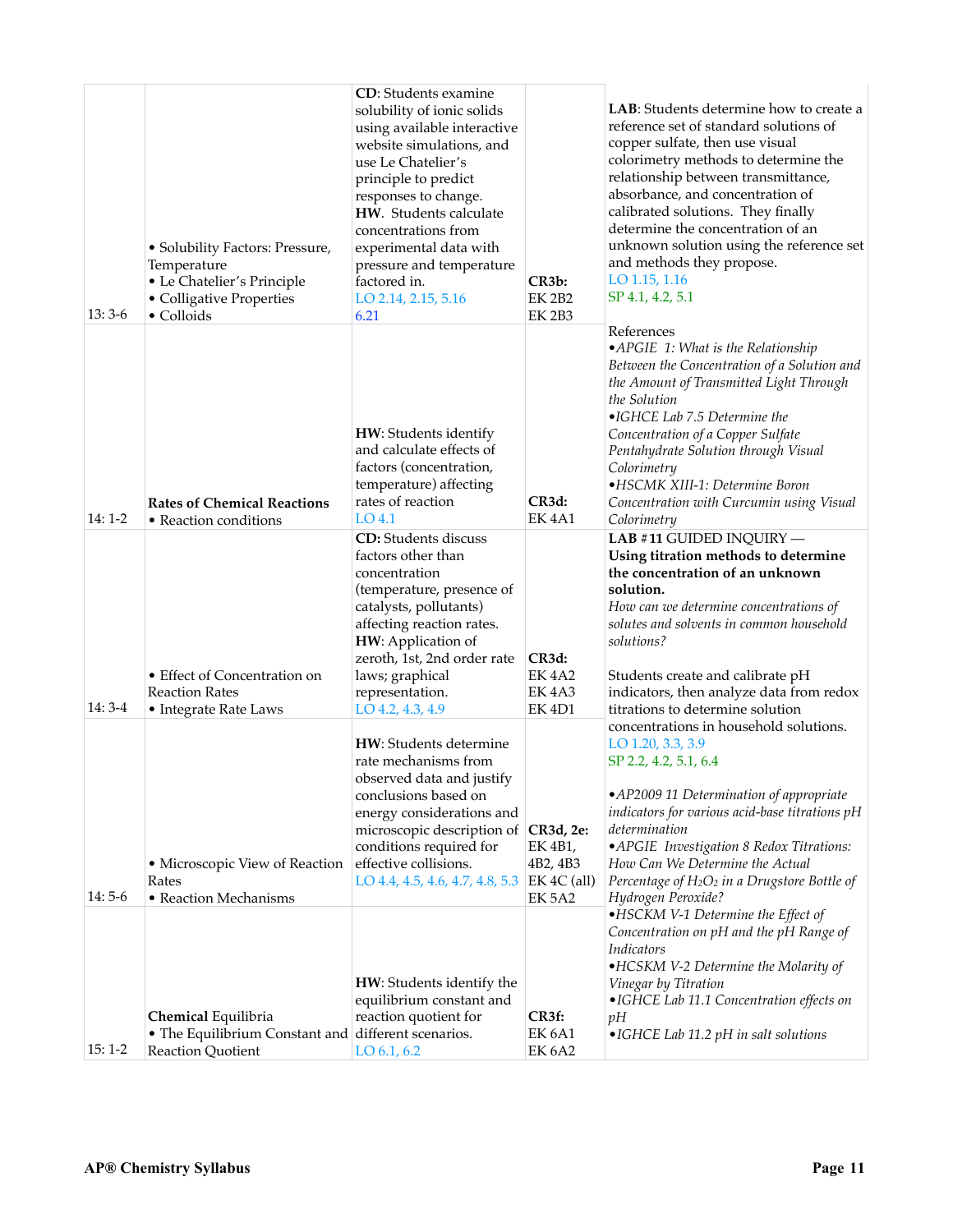| | | | | |
|---|---|---|---|---|
| 13: 3-6 | • Solubility Factors: Pressure, Temperature<br>• Le Chatelier's Principle<br>• Colligative Properties<br>• Colloids | **CD**: Students examine solubility of ionic solids using available interactive website simulations, and use Le Chatelier's principle to predict responses to change.<br>**HW**. Students calculate concentrations from experimental data with pressure and temperature factored in.<br>LO 2.14, 2.15, 5.16 6.21 | **CR3b:**<br>EK 2B2<br>EK 2B3 | **LAB**: Students determine how to create a reference set of standard solutions of copper sulfate, then use visual colorimetry methods to determine the relationship between transmittance, absorbance, and concentration of calibrated solutions. They finally determine the concentration of an unknown solution using the reference set and methods they propose.<br>LO 1.15, 1.16<br>SP 4.1, 4.2, 5.1 |
| 14: 1-2 | **Rates of Chemical Reactions**<br>• Reaction conditions | **HW**: Students identify and calculate effects of factors (concentration, temperature) affecting rates of reaction<br>LO 4.1 | **CR3d:**<br>EK 4A1 | References<br>• *APGIE 1: What is the Relationship Between the Concentration of a Solution and the Amount of Transmitted Light Through the Solution*<br>• *IGHCE Lab 7.5 Determine the Concentration of a Copper Sulfate Pentahydrate Solution through Visual Colorimetry*<br>• *HSCMK XIII-1: Determine Boron Concentration with Curcumin using Visual Colorimetry* |
| 14: 3-4 | • Effect of Concentration on Reaction Rates<br>• Integrate Rate Laws | **CD:** Students discuss factors other than concentration (temperature, presence of catalysts, pollutants) affecting reaction rates.<br>**HW**: Application of zeroth, 1st, 2nd order rate laws; graphical representation.<br>LO 4.2, 4.3, 4.9 | **CR3d:**<br>EK 4A2<br>EK 4A3<br>EK 4D1 | **LAB #11** GUIDED INQUIRY — **Using titration methods to determine the concentration of an unknown solution.**<br>*How can we determine concentrations of solutes and solvents in common household solutions?*<br><br>Students create and calibrate pH indicators, then analyze data from redox titrations to determine solution concentrations in household solutions.<br>LO 1.20, 3.3, 3.9<br>SP 2.2, 4.2, 5.1, 6.4<br><br>• *AP2009 11 Determination of appropriate indicators for various acid-base titrations pH determination*<br>• *APGIE Investigation 8 Redox Titrations: How Can We Determine the Actual Percentage of $H_2O_2$ in a Drugstore Bottle of Hydrogen Peroxide?*<br>• *HSCKM V-1 Determine the Effect of Concentration on pH and the pH Range of Indicators*<br>• *HCSKM V-2 Determine the Molarity of Vinegar by Titration*<br>• *IGHCE Lab 11.1 Concentration effects on pH*<br>• *IGHCE Lab 11.2 pH in salt solutions* |
| 14: 5-6 | • Microscopic View of Reaction Rates<br>• Reaction Mechanisms | **HW**: Students determine rate mechanisms from observed data and justify conclusions based on energy considerations and microscopic description of conditions required for effective collisions.<br>LO 4.4, 4.5, 4.6, 4.7, 4.8, 5.3 | **CR3d, 2e:**<br>EK 4B1, 4B2, 4B3<br>EK 4C (all)<br>EK 5A2 | |
| 15: 1-2 | **Chemical** Equilibria<br>• The Equilibrium Constant and Reaction Quotient | **HW**: Students identify the equilibrium constant and reaction quotient for different scenarios.<br>LO 6.1, 6.2 | **CR3f:**<br>EK 6A1<br>EK 6A2 | |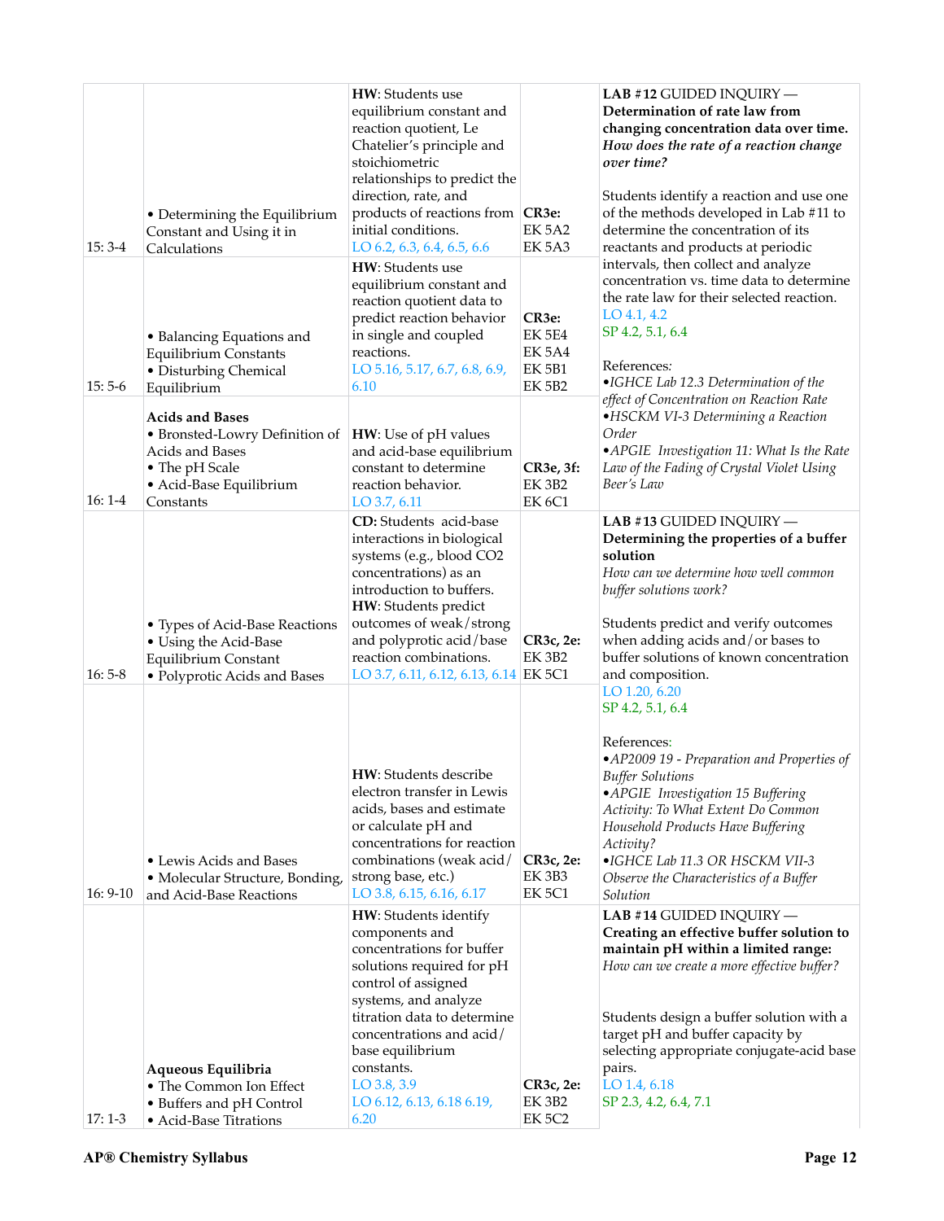| | | | | |
|---|---|---|---|---|
| 15: 3-4 | • Determining the Equilibrium Constant and Using it in Calculations | **HW**: Students use equilibrium constant and reaction quotient, Le Chatelier's principle and stoichiometric relationships to predict the direction, rate, and products of reactions from initial conditions.<br>LO 6.2, 6.3, 6.4, 6.5, 6.6 | **CR3e:**<br>EK 5A2<br>EK 5A3 | **LAB #12** GUIDED INQUIRY — **Determination of rate law from changing concentration data over time.** ***How does the rate of a reaction change over time?***<br><br>Students identify a reaction and use one of the methods developed in Lab #11 to determine the concentration of its reactants and products at periodic intervals, then collect and analyze concentration vs. time data to determine the rate law for their selected reaction.<br>LO 4.1, 4.2<br>SP 4.2, 5.1, 6.4<br><br>References:<br>•*IGHCE Lab 12.3 Determination of the effect of Concentration on Reaction Rate*<br>•*HSCKM VI-3 Determining a Reaction Order*<br>•*APGIE Investigation 11: What Is the Rate Law of the Fading of Crystal Violet Using Beer's Law* |
| 15: 5-6 | • Balancing Equations and Equilibrium Constants<br>• Disturbing Chemical Equilibrium | **HW**: Students use equilibrium constant and reaction quotient data to predict reaction behavior in single and coupled reactions.<br>LO 5.16, 5.17, 6.7, 6.8, 6.9, 6.10 | **CR3e:**<br>EK 5E4<br>EK 5A4<br>EK 5B1<br>EK 5B2 | |
| 16: 1-4 | **Acids and Bases**<br>• Bronsted-Lowry Definition of Acids and Bases<br>• The pH Scale<br>• Acid-Base Equilibrium Constants | **HW**: Use of pH values and acid-base equilibrium constant to determine reaction behavior.<br>LO 3.7, 6.11 | **CR3e, 3f:**<br>EK 3B2<br>EK 6C1 | |
| 16: 5-8 | • Types of Acid-Base Reactions<br>• Using the Acid-Base Equilibrium Constant<br>• Polyprotic Acids and Bases | **CD:** Students acid-base interactions in biological systems (e.g., blood CO2 concentrations) as an introduction to buffers.<br>**HW**: Students predict outcomes of weak/strong and polyprotic acid/base reaction combinations.<br>LO 3.7, 6.11, 6.12, 6.13, 6.14 | **CR3c, 2e:**<br>EK 3B2<br>EK 5C1 | **LAB #13** GUIDED INQUIRY — **Determining the properties of a buffer solution**<br>*How can we determine how well common buffer solutions work?*<br><br>Students predict and verify outcomes when adding acids and/or bases to buffer solutions of known concentration and composition.<br>LO 1.20, 6.20<br>SP 4.2, 5.1, 6.4<br><br>References:<br>•*AP2009 19 - Preparation and Properties of Buffer Solutions*<br>•*APGIE Investigation 15 Buffering Activity: To What Extent Do Common Household Products Have Buffering Activity?*<br>•*IGHCE Lab 11.3 OR HSCKM VII-3 Observe the Characteristics of a Buffer Solution* |
| 16: 9-10 | • Lewis Acids and Bases<br>• Molecular Structure, Bonding, and Acid-Base Reactions | **HW**: Students describe electron transfer in Lewis acids, bases and estimate or calculate pH and concentrations for reaction combinations (weak acid/strong base, etc.)<br>LO 3.8, 6.15, 6.16, 6.17 | **CR3c, 2e:**<br>EK 3B3<br>EK 5C1 | |
| 17: 1-3 | **Aqueous Equilibria**<br>• The Common Ion Effect<br>• Buffers and pH Control<br>• Acid-Base Titrations | **HW**: Students identify components and concentrations for buffer solutions required for pH control of assigned systems, and analyze titration data to determine concentrations and acid/base equilibrium constants.<br>LO 3.8, 3.9<br>LO 6.12, 6.13, 6.18 6.19, 6.20 | **CR3c, 2e:**<br>EK 3B2<br>EK 5C2 | **LAB #14** GUIDED INQUIRY — **Creating an effective buffer solution to maintain pH within a limited range:**<br>*How can we create a more effective buffer?*<br><br>Students design a buffer solution with a target pH and buffer capacity by selecting appropriate conjugate-acid base pairs.<br>LO 1.4, 6.18<br>SP 2.3, 4.2, 6.4, 7.1 |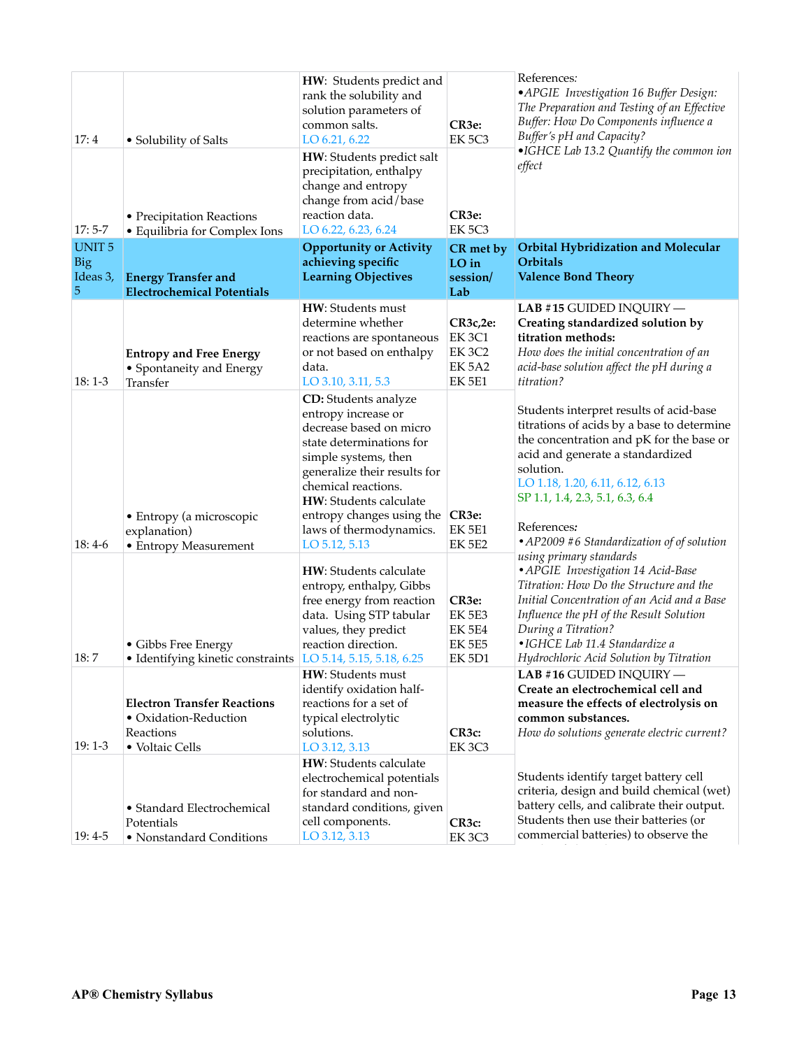| | | | | |
|---|---|---|---|---|
| 17: 4 | • Solubility of Salts | **HW**: Students predict and rank the solubility and solution parameters of common salts. LO 6.21, 6.22 | **CR3e**: EK 5C3 | References: •*APGIE Investigation 16 Buffer Design: The Preparation and Testing of an Effective Buffer: How Do Components influence a Buffer's pH and Capacity?* •*IGHCE Lab 13.2 Quantify the common ion effect* |
| 17: 5-7 | • Precipitation Reactions • Equilibria for Complex Ions | **HW**: Students predict salt precipitation, enthalpy change and entropy change from acid/base reaction data. LO 6.22, 6.23, 6.24 | **CR3e**: EK 5C3 | |
| UNIT 5 Big Ideas 3, 5 | **Energy Transfer and Electrochemical Potentials** | **Opportunity or Activity achieving specific Learning Objectives** | **CR met by LO in session/ Lab** | **Orbital Hybridization and Molecular Orbitals Valence Bond Theory** |
| 18: 1-3 | **Entropy and Free Energy** • Spontaneity and Energy Transfer | **HW**: Students must determine whether reactions are spontaneous or not based on enthalpy data. LO 3.10, 3.11, 5.3 | **CR3c,2e**: EK 3C1 EK 3C2 EK 5A2 EK 5E1 | **LAB #15** GUIDED INQUIRY — **Creating standardized solution by titration methods:** *How does the initial concentration of an acid-base solution affect the pH during a titration?* |
| 18: 4-6 | • Entropy (a microscopic explanation) • Entropy Measurement | **CD:** Students analyze entropy increase or decrease based on micro state determinations for simple systems, then generalize their results for chemical reactions. **HW**: Students calculate entropy changes using the laws of thermodynamics. LO 5.12, 5.13 | **CR3e**: EK 5E1 EK 5E2 | Students interpret results of acid-base titrations of acids by a base to determine the concentration and pK for the base or acid and generate a standardized solution. LO 1.18, 1.20, 6.11, 6.12, 6.13 SP 1.1, 1.4, 2.3, 5.1, 6.3, 6.4 References: •*AP2009 #6 Standardization of of solution using primary standards* •*APGIE Investigation 14 Acid-Base Titration: How Do the Structure and the Initial Concentration of an Acid and a Base Influence the pH of the Result Solution During a Titration?* •*IGHCE Lab 11.4 Standardize a Hydrochloric Acid Solution by Titration* |
| 18: 7 | • Gibbs Free Energy • Identifying kinetic constraints | **HW**: Students calculate entropy, enthalpy, Gibbs free energy from reaction data. Using STP tabular values, they predict reaction direction. LO 5.14, 5.15, 5.18, 6.25 | **CR3e**: EK 5E3 EK 5E4 EK 5E5 EK 5D1 | |
| 19: 1-3 | **Electron Transfer Reactions** • Oxidation-Reduction Reactions • Voltaic Cells | **HW**: Students must identify oxidation half-reactions for a set of typical electrolytic solutions. LO 3.12, 3.13 | **CR3c**: EK 3C3 | **LAB #16** GUIDED INQUIRY — **Create an electrochemical cell and measure the effects of electrolysis on common substances.** *How do solutions generate electric current?* |
| 19: 4-5 | • Standard Electrochemical Potentials • Nonstandard Conditions | **HW**: Students calculate electrochemical potentials for standard and non-standard conditions, given cell components. LO 3.12, 3.13 | **CR3c**: EK 3C3 | Students identify target battery cell criteria, design and build chemical (wet) battery cells, and calibrate their output. Students then use their batteries (or commercial batteries) to observe the |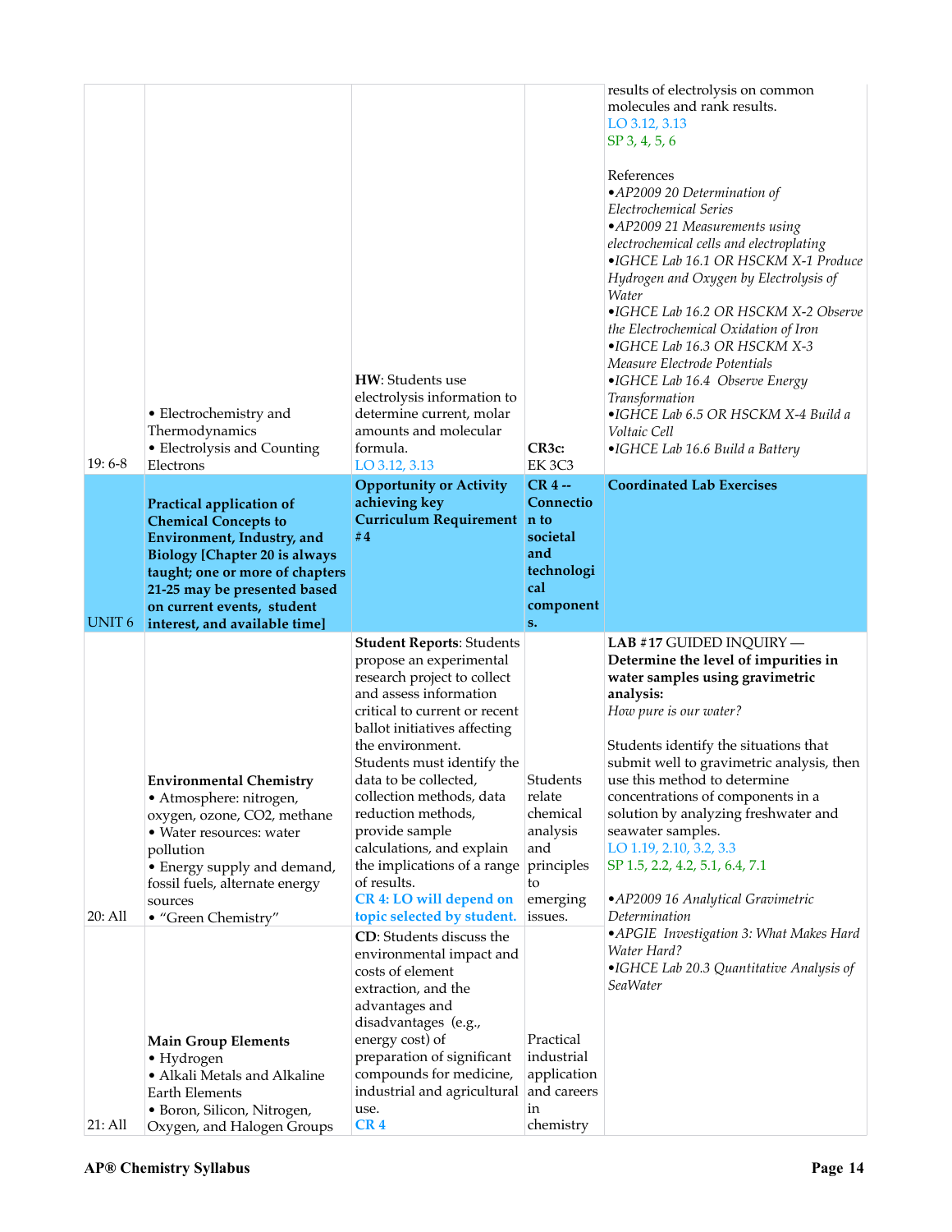| | | | | |
|---|---|---|---|---|
| 19: 6-8 | • Electrochemistry and Thermodynamics<br>• Electrolysis and Counting Electrons | **HW**: Students use electrolysis information to determine current, molar amounts and molecular formula.<br>LO 3.12, 3.13 | **CR3c:** EK 3C3 | results of electrolysis on common molecules and rank results.<br>LO 3.12, 3.13<br>SP 3, 4, 5, 6<br><br>References<br>•*AP2009 20 Determination of Electrochemical Series*<br>•*AP2009 21 Measurements using electrochemical cells and electroplating*<br>•*IGHCE Lab 16.1 OR HSCKM X-1 Produce Hydrogen and Oxygen by Electrolysis of Water*<br>•*IGHCE Lab 16.2 OR HSCKM X-2 Observe the Electrochemical Oxidation of Iron*<br>•*IGHCE Lab 16.3 OR HSCKM X-3 Measure Electrode Potentials*<br>•*IGHCE Lab 16.4 Observe Energy Transformation*<br>•*IGHCE Lab 6.5 OR HSCKM X-4 Build a Voltaic Cell*<br>•*IGHCE Lab 16.6 Build a Battery* |
| UNIT 6 | **Practical application of Chemical Concepts to Environment, Industry, and Biology [Chapter 20 is always taught; one or more of chapters 21-25 may be presented based on current events, student interest, and available time]** | **Opportunity or Activity achieving key Curriculum Requirement #4** | **CR 4 -- Connection to societal and technological components.** | **Coordinated Lab Exercises** |
| 20: All | **Environmental Chemistry**<br>• Atmosphere: nitrogen, oxygen, ozone, CO2, methane<br>• Water resources: water pollution<br>• Energy supply and demand, fossil fuels, alternate energy sources<br>• "Green Chemistry" | **Student Reports**: Students propose an experimental research project to collect and assess information critical to current or recent ballot initiatives affecting the environment. Students must identify the data to be collected, collection methods, data reduction methods, provide sample calculations, and explain the implications of a range of results.<br>**CR 4: LO will depend on topic selected by student.** | Students relate chemical analysis and principles to emerging issues. | **LAB #17** GUIDED INQUIRY — **Determine the level of impurities in water samples using gravimetric analysis:**<br>*How pure is our water?*<br><br>Students identify the situations that submit well to gravimetric analysis, then use this method to determine concentrations of components in a solution by analyzing freshwater and seawater samples.<br>LO 1.19, 2.10, 3.2, 3.3<br>SP 1.5, 2.2, 4.2, 5.1, 6.4, 7.1<br><br>•*AP2009 16 Analytical Gravimetric Determination*<br>•*APGIE Investigation 3: What Makes Hard Water Hard?*<br>•*IGHCE Lab 20.3 Quantitative Analysis of SeaWater* |
| 21: All | **Main Group Elements**<br>• Hydrogen<br>• Alkali Metals and Alkaline Earth Elements<br>• Boron, Silicon, Nitrogen, Oxygen, and Halogen Groups | **CD**: Students discuss the environmental impact and costs of element extraction, and the advantages and disadvantages (e.g., energy cost) of preparation of significant compounds for medicine, industrial and agricultural use.<br>CR 4 | Practical industrial application and careers in chemistry | |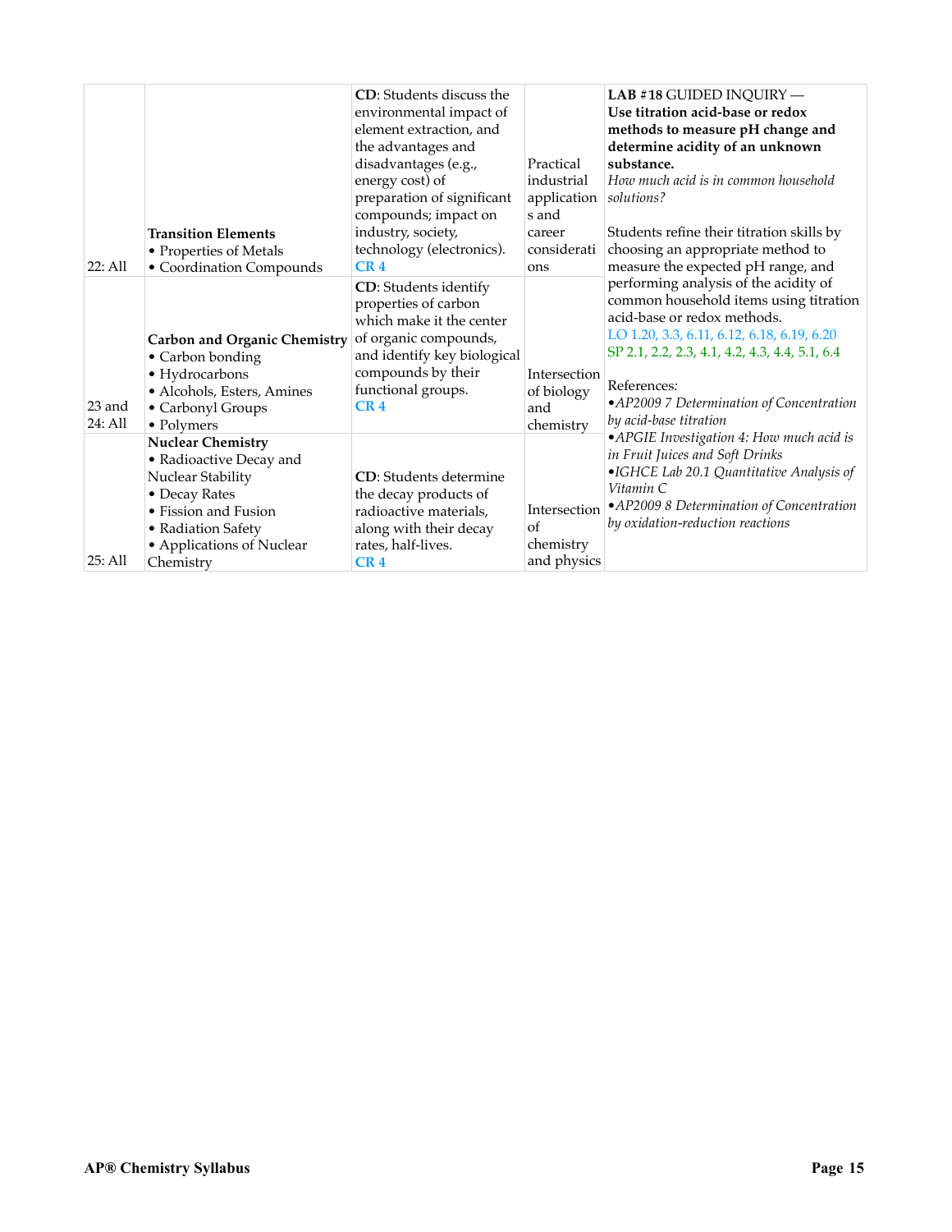| | | | | |
|---|---|---|---|---|
| 22: All | **Transition Elements**<br>• Properties of Metals<br>• Coordination Compounds | **CD**: Students discuss the environmental impact of element extraction, and the advantages and disadvantages (e.g., energy cost) of preparation of significant compounds; impact on industry, society, technology (electronics). **CR 4** | Practical industrial applications and career considerations | **LAB #18** GUIDED INQUIRY — **Use titration acid-base or redox methods to measure pH change and determine acidity of an unknown substance.**<br>*How much acid is in common household solutions?*<br><br>Students refine their titration skills by choosing an appropriate method to measure the expected pH range, and performing analysis of the acidity of common household items using titration acid-base or redox methods.<br>LO 1.20, 3.3, 6.11, 6.12, 6.18, 6.19, 6.20<br>SP 2.1, 2.2, 2.3, 4.1, 4.2, 4.3, 4.4, 5.1, 6.4<br><br>References:<br>•*AP2009 7 Determination of Concentration by acid-base titration*<br>•*APGIE Investigation 4: How much acid is in Fruit Juices and Soft Drinks*<br>•*IGHCE Lab 20.1 Quantitative Analysis of Vitamin C*<br>•*AP2009 8 Determination of Concentration by oxidation-reduction reactions* |
| 23 and 24: All | **Carbon and Organic Chemistry**<br>• Carbon bonding<br>• Hydrocarbons<br>• Alcohols, Esters, Amines<br>• Carbonyl Groups<br>• Polymers | **CD**: Students identify properties of carbon which make it the center of organic compounds, and identify key biological compounds by their functional groups. **CR 4** | Intersection of biology and chemistry | |
| 25: All | **Nuclear Chemistry**<br>• Radioactive Decay and Nuclear Stability<br>• Decay Rates<br>• Fission and Fusion<br>• Radiation Safety<br>• Applications of Nuclear Chemistry | **CD**: Students determine the decay products of radioactive materials, along with their decay rates, half-lives. **CR 4** | Intersection of chemistry and physics | |